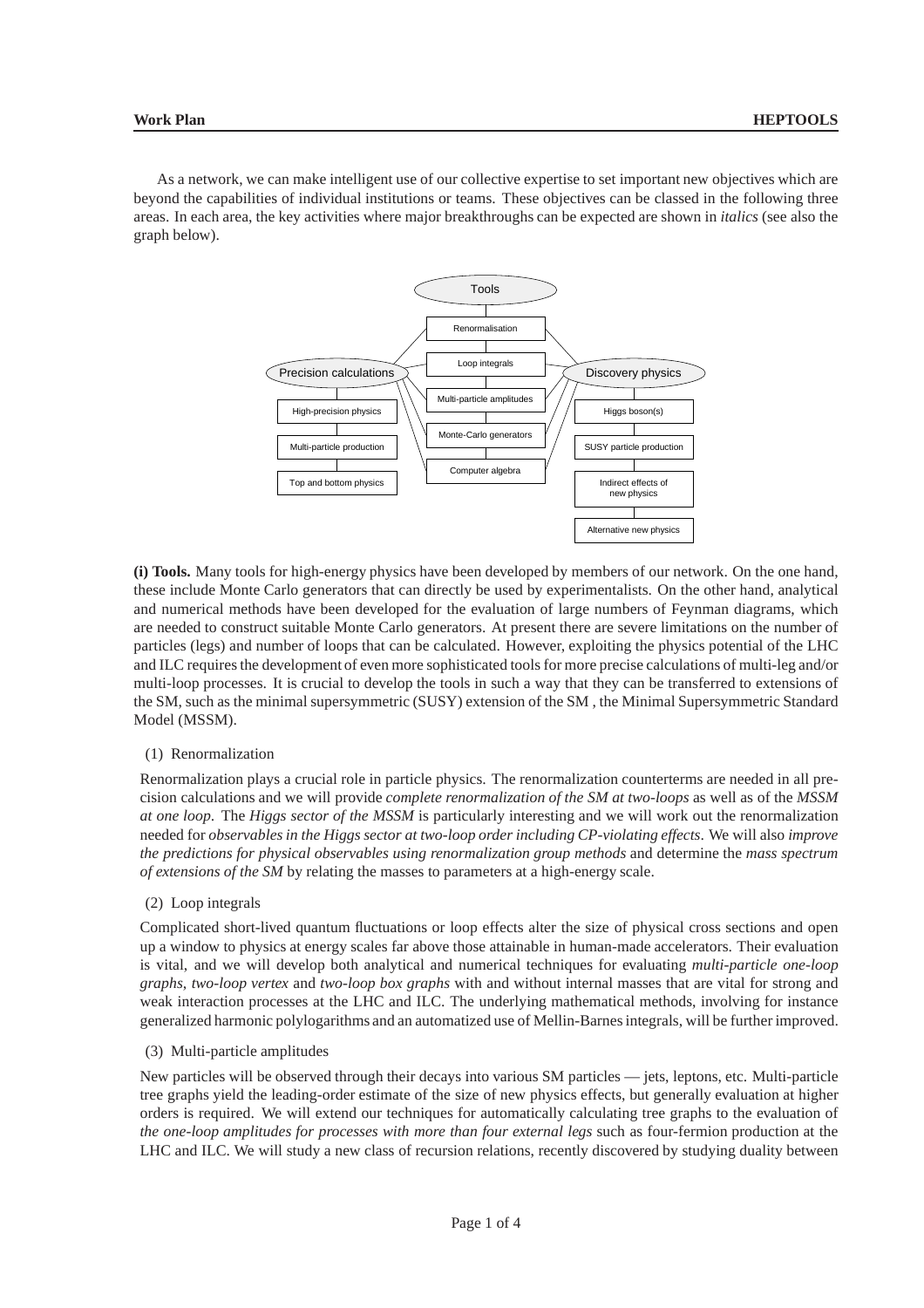As a network, we can make intelligent use of our collective expertise to set important new objectives which are beyond the capabilities of individual institutions or teams. These objectives can be classed in the following three areas. In each area, the key activities where major breakthroughs can be expected are shown in *italics* (see also the graph below).

**(i) Tools.** Many tools for high-energy physics have been developed by members of our network. On the one hand, these include Monte Carlo generators that can directly be used by experimentalists. On the other hand, analytical and numerical methods have been developed for the evaluation of large numbers of Feynman diagrams, which are needed to construct suitable Monte Carlo generators. At present there are severe limitations on the number of particles (legs) and number of loops that can be calculated. However, exploiting the physics potential of the LHC and ILC requires the development of even more sophisticated tools for more precise calculations of multi-leg and/or multi-loop processes. It is crucial to develop the tools in such a way that they can be transferred to extensions of the SM, such as the minimal supersymmetric (SUSY) extension of the SM , the Minimal Supersymmetric Standard Model (MSSM).

(1) Renormalization

Renormalization plays a crucial role in particle physics. The renormalization counterterms are needed in all precision calculations and we will provide *complete renormalization of the SM at two-loops* as well as of the *MSSM at one loop*. The *Higgs sector of the MSSM* is particularly interesting and we will work out the renormalization needed for *observables in the Higgs sector at two-loop order including CP-violating effects*. We will also *improve the predictions for physical observables using renormalization group methods* and determine the *mass spectrum of extensions of the SM* by relating the masses to parameters at a high-energy scale.

(2) Loop integrals

Complicated short-lived quantum fluctuations or loop effects alter the size of physical cross sections and open up a window to physics at energy scales far above those attainable in human-made accelerators. Their evaluation is vital, and we will develop both analytical and numerical techniques for evaluating *multi-particle one-loop graphs*, *two-loop vertex* and *two-loop box graphs* with and without internal masses that are vital for strong and weak interaction processes at the LHC and ILC. The underlying mathematical methods, involving for instance generalized harmonic polylogarithms and an automatized use of Mellin-Barnes integrals, will be further improved.

(3) Multi-particle amplitudes

New particles will be observed through their decays into various SM particles — jets, leptons, etc. Multi-particle tree graphs yield the leading-order estimate of the size of new physics effects, but generally evaluation at higher orders is required. We will extend our techniques for automatically calculating tree graphs to the evaluation of *the one-loop amplitudes for processes with more than four external legs* such as four-fermion production at the LHC and ILC. We will study a new class of recursion relations, recently discovered by studying duality between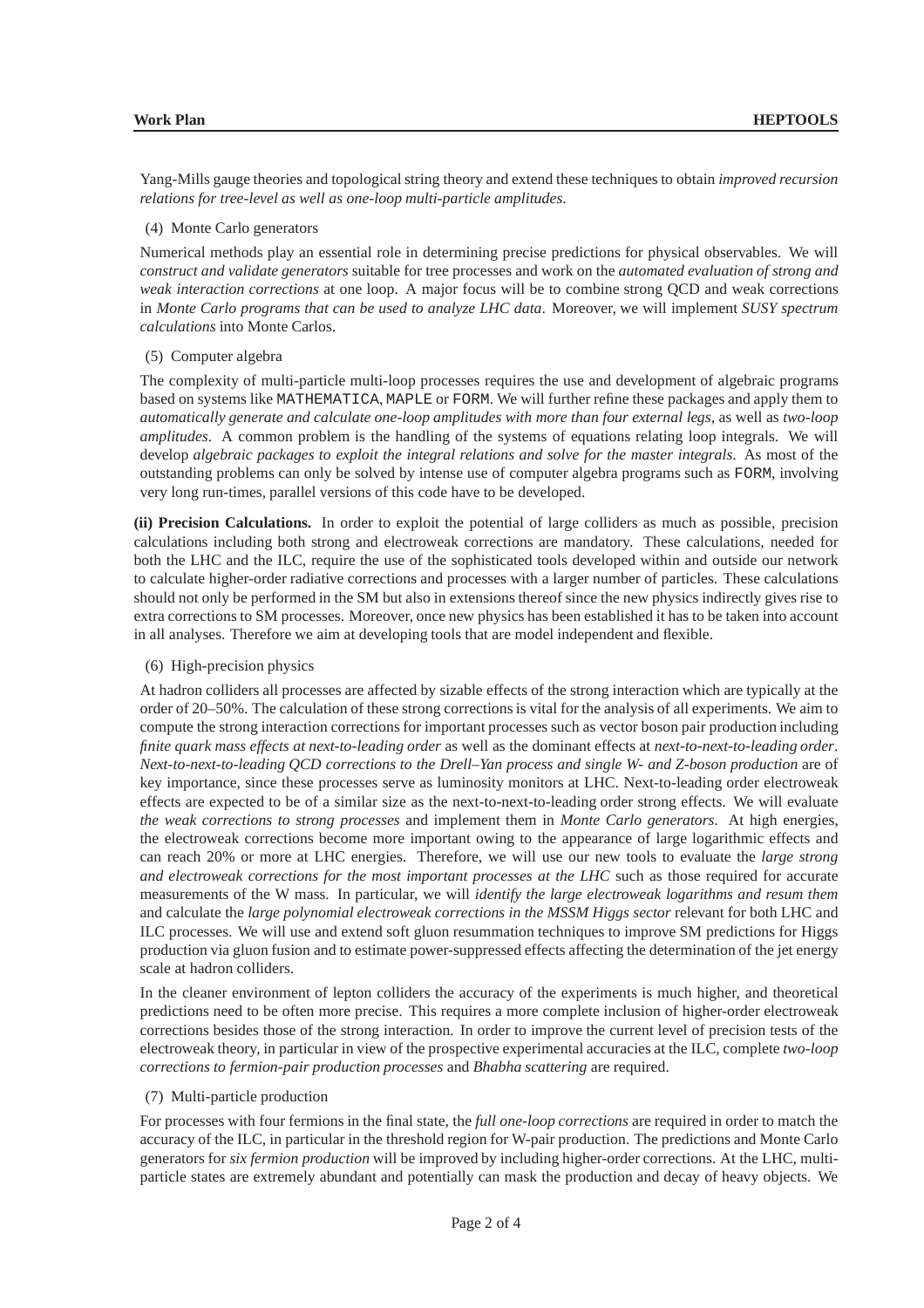Yang-Mills gauge theories and topological string theory and extend these techniques to obtain *improved recursion relations for tree-level as well as one-loop multi-particle amplitudes*.

(4) Monte Carlo generators

Numerical methods play an essential role in determining precise predictions for physical observables. We will *construct and validate generators* suitable for tree processes and work on the *automated evaluation of strong and weak interaction corrections* at one loop. A major focus will be to combine strong QCD and weak corrections in *Monte Carlo programs that can be used to analyze LHC data*. Moreover, we will implement *SUSY spectrum calculations* into Monte Carlos.

(5) Computer algebra

The complexity of multi-particle multi-loop processes requires the use and development of algebraic programs based on systems like `MATHEMATICA`, `MAPLE` or `FORM`. We will further refine these packages and apply them to *automatically generate and calculate one-loop amplitudes with more than four external legs*, as well as *two-loop amplitudes*. A common problem is the handling of the systems of equations relating loop integrals. We will develop *algebraic packages to exploit the integral relations and solve for the master integrals*. As most of the outstanding problems can only be solved by intense use of computer algebra programs such as `FORM`, involving very long run-times, parallel versions of this code have to be developed.

**(ii) Precision Calculations.** In order to exploit the potential of large colliders as much as possible, precision calculations including both strong and electroweak corrections are mandatory. These calculations, needed for both the LHC and the ILC, require the use of the sophisticated tools developed within and outside our network to calculate higher-order radiative corrections and processes with a larger number of particles. These calculations should not only be performed in the SM but also in extensions thereof since the new physics indirectly gives rise to extra corrections to SM processes. Moreover, once new physics has been established it has to be taken into account in all analyses. Therefore we aim at developing tools that are model independent and flexible.

(6) High-precision physics

At hadron colliders all processes are affected by sizable effects of the strong interaction which are typically at the order of 20–50%. The calculation of these strong corrections is vital for the analysis of all experiments. We aim to compute the strong interaction corrections for important processes such as vector boson pair production including *finite quark mass effects at next-to-leading order* as well as the dominant effects at *next-to-next-to-leading order*. *Next-to-next-to-leading QCD corrections to the Drell–Yan process and single W- and Z-boson production* are of key importance, since these processes serve as luminosity monitors at LHC. Next-to-leading order electroweak effects are expected to be of a similar size as the next-to-next-to-leading order strong effects. We will evaluate *the weak corrections to strong processes* and implement them in *Monte Carlo generators*. At high energies, the electroweak corrections become more important owing to the appearance of large logarithmic effects and can reach 20% or more at LHC energies. Therefore, we will use our new tools to evaluate the *large strong and electroweak corrections for the most important processes at the LHC* such as those required for accurate measurements of the W mass. In particular, we will *identify the large electroweak logarithms and resum them* and calculate the *large polynomial electroweak corrections in the MSSM Higgs sector* relevant for both LHC and ILC processes. We will use and extend soft gluon resummation techniques to improve SM predictions for Higgs production via gluon fusion and to estimate power-suppressed effects affecting the determination of the jet energy scale at hadron colliders.

In the cleaner environment of lepton colliders the accuracy of the experiments is much higher, and theoretical predictions need to be often more precise. This requires a more complete inclusion of higher-order electroweak corrections besides those of the strong interaction. In order to improve the current level of precision tests of the electroweak theory, in particular in view of the prospective experimental accuracies at the ILC, complete *two-loop corrections to fermion-pair production processes* and *Bhabha scattering* are required.

(7) Multi-particle production

For processes with four fermions in the final state, the *full one-loop corrections* are required in order to match the accuracy of the ILC, in particular in the threshold region for W-pair production. The predictions and Monte Carlo generators for *six fermion production* will be improved by including higher-order corrections. At the LHC, multi-particle states are extremely abundant and potentially can mask the production and decay of heavy objects. We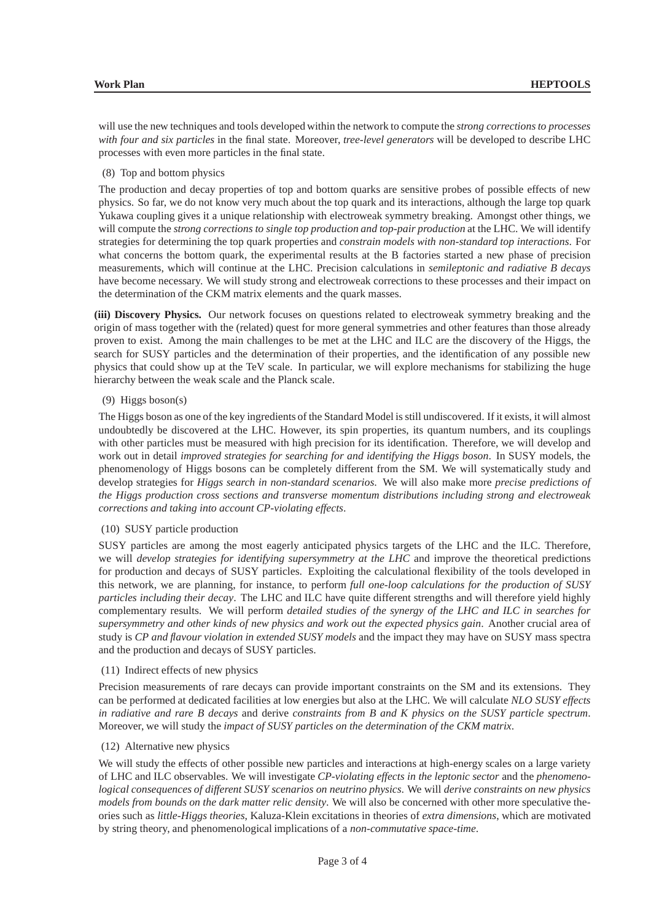will use the new techniques and tools developed within the network to compute the *strong corrections to processes with four and six particles* in the final state. Moreover, *tree-level generators* will be developed to describe LHC processes with even more particles in the final state.

(8) Top and bottom physics

The production and decay properties of top and bottom quarks are sensitive probes of possible effects of new physics. So far, we do not know very much about the top quark and its interactions, although the large top quark Yukawa coupling gives it a unique relationship with electroweak symmetry breaking. Amongst other things, we will compute the *strong corrections to single top production and top-pair production* at the LHC. We will identify strategies for determining the top quark properties and *constrain models with non-standard top interactions*. For what concerns the bottom quark, the experimental results at the B factories started a new phase of precision measurements, which will continue at the LHC. Precision calculations in *semileptonic and radiative B decays* have become necessary. We will study strong and electroweak corrections to these processes and their impact on the determination of the CKM matrix elements and the quark masses.

**(iii) Discovery Physics.** Our network focuses on questions related to electroweak symmetry breaking and the origin of mass together with the (related) quest for more general symmetries and other features than those already proven to exist. Among the main challenges to be met at the LHC and ILC are the discovery of the Higgs, the search for SUSY particles and the determination of their properties, and the identification of any possible new physics that could show up at the TeV scale. In particular, we will explore mechanisms for stabilizing the huge hierarchy between the weak scale and the Planck scale.

(9) Higgs boson(s)

The Higgs boson as one of the key ingredients of the Standard Model is still undiscovered. If it exists, it will almost undoubtedly be discovered at the LHC. However, its spin properties, its quantum numbers, and its couplings with other particles must be measured with high precision for its identification. Therefore, we will develop and work out in detail *improved strategies for searching for and identifying the Higgs boson*. In SUSY models, the phenomenology of Higgs bosons can be completely different from the SM. We will systematically study and develop strategies for *Higgs search in non-standard scenarios*. We will also make more *precise predictions of the Higgs production cross sections and transverse momentum distributions including strong and electroweak corrections and taking into account CP-violating effects*.

(10) SUSY particle production

SUSY particles are among the most eagerly anticipated physics targets of the LHC and the ILC. Therefore, we will *develop strategies for identifying supersymmetry at the LHC* and improve the theoretical predictions for production and decays of SUSY particles. Exploiting the calculational flexibility of the tools developed in this network, we are planning, for instance, to perform *full one-loop calculations for the production of SUSY particles including their decay*. The LHC and ILC have quite different strengths and will therefore yield highly complementary results. We will perform *detailed studies of the synergy of the LHC and ILC in searches for supersymmetry and other kinds of new physics and work out the expected physics gain*. Another crucial area of study is *CP and flavour violation in extended SUSY models* and the impact they may have on SUSY mass spectra and the production and decays of SUSY particles.

(11) Indirect effects of new physics

Precision measurements of rare decays can provide important constraints on the SM and its extensions. They can be performed at dedicated facilities at low energies but also at the LHC. We will calculate *NLO SUSY effects in radiative and rare B decays* and derive *constraints from B and K physics on the SUSY particle spectrum*. Moreover, we will study the *impact of SUSY particles on the determination of the CKM matrix*.

(12) Alternative new physics

We will study the effects of other possible new particles and interactions at high-energy scales on a large variety of LHC and ILC observables. We will investigate *CP-violating effects in the leptonic sector* and the *phenomenological consequences of different SUSY scenarios on neutrino physics*. We will *derive constraints on new physics models from bounds on the dark matter relic density*. We will also be concerned with other more speculative theories such as *little-Higgs theories*, Kaluza-Klein excitations in theories of *extra dimensions*, which are motivated by string theory, and phenomenological implications of a *non-commutative space-time*.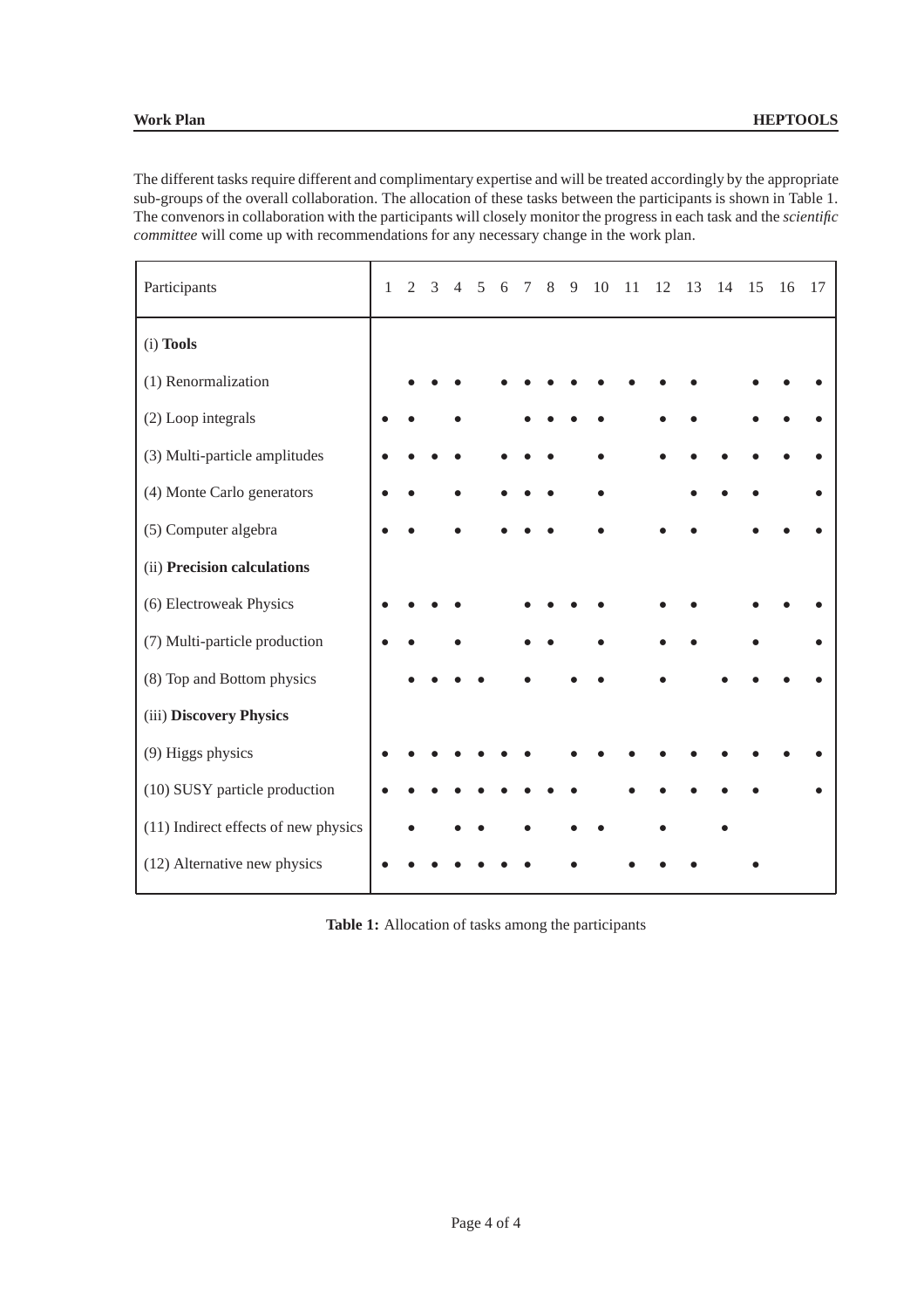The different tasks require different and complimentary expertise and will be treated accordingly by the appropriate sub-groups of the overall collaboration. The allocation of these tasks between the participants is shown in Table 1. The convenors in collaboration with the participants will closely monitor the progress in each task and the *scientific committee* will come up with recommendations for any necessary change in the work plan.

| Participants | 1 | 2 | 3 | 4 | 5 | 6 | 7 | 8 | 9 | 10 | 11 | 12 | 13 | 14 | 15 | 16 | 17 |
|---|---|---|---|---|---|---|---|---|---|---|---|---|---|---|---|---|---|
| (i) **Tools** | | | | | | | | | | | | | | | | | |
| (1) Renormalization | | • | • | • | | • | • | • | • | • | • | • | • | | • | • | • |
| (2) Loop integrals | • | • | | • | | | • | • | • | • | | • | • | | • | • | • |
| (3) Multi-particle amplitudes | • | • | • | • | | • | • | • | | • | | • | • | • | • | • | • |
| (4) Monte Carlo generators | • | • | | • | | • | • | • | | • | | | • | • | • | | • |
| (5) Computer algebra | • | • | | • | | • | • | • | | • | | • | • | | • | • | • |
| (ii) **Precision calculations** | | | | | | | | | | | | | | | | | |
| (6) Electroweak Physics | • | • | • | • | | | • | • | • | • | | • | • | | • | • | • |
| (7) Multi-particle production | • | • | | • | | | • | • | | • | | • | • | | • | | • |
| (8) Top and Bottom physics | | • | • | • | • | | • | | • | • | | • | | • | • | • | • |
| (iii) **Discovery Physics** | | | | | | | | | | | | | | | | | |
| (9) Higgs physics | • | • | • | • | • | • | • | | • | • | • | • | • | • | • | • | • |
| (10) SUSY particle production | • | • | • | • | • | • | • | • | • | | • | • | • | • | • | | • |
| (11) Indirect effects of new physics | | • | | • | • | | • | | • | • | | • | | • | | | |
| (12) Alternative new physics | • | • | • | • | • | • | • | | • | | • | • | • | | • | | |

**Table 1:** Allocation of tasks among the participants